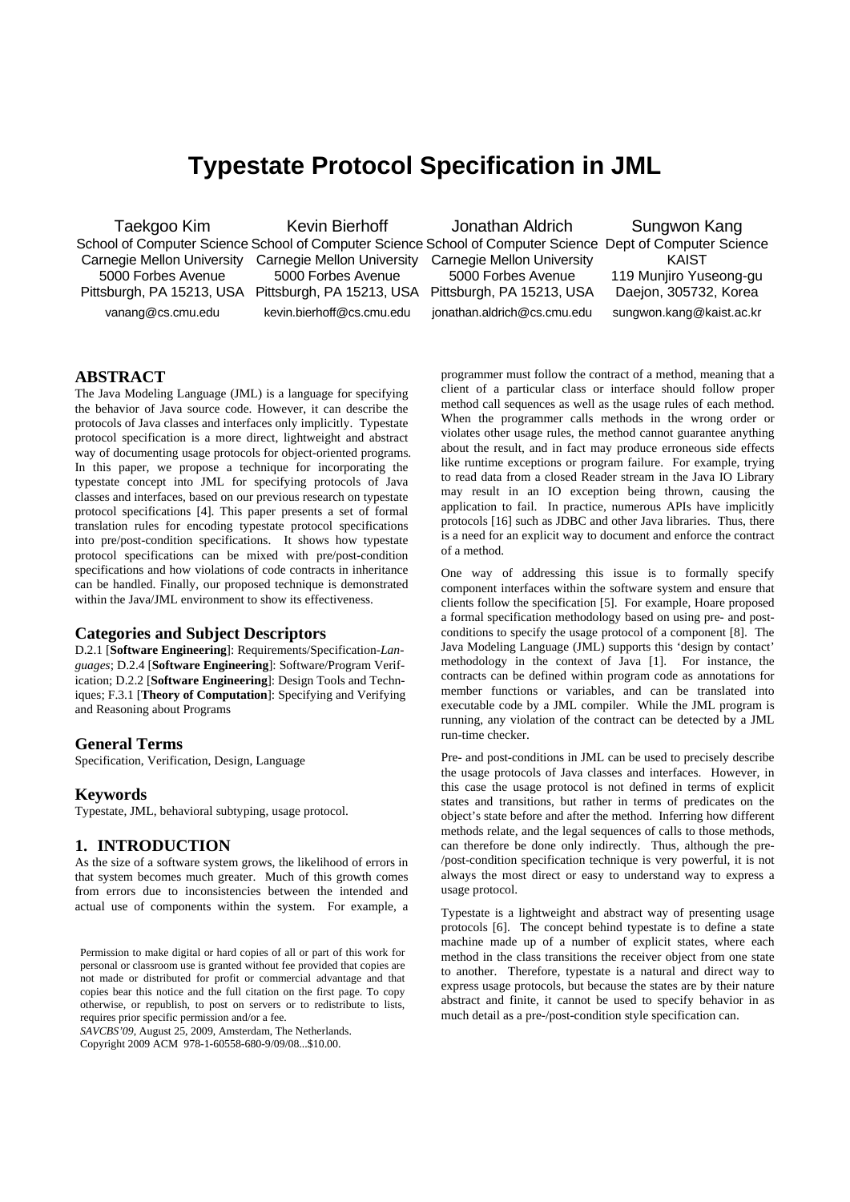# Typestate Protocol Specification in JML

| Taekgoo Kim | Kevin Bierhoff | Jonathan Aldrich | Sungwon Kang |
|---|---|---|---|
| School of Computer Science | School of Computer Science | School of Computer Science | Dept of Computer Science |
| Carnegie Mellon University | Carnegie Mellon University | Carnegie Mellon University | KAIST |
| 5000 Forbes Avenue | 5000 Forbes Avenue | 5000 Forbes Avenue | 119 Munjiro Yuseong-gu |
| Pittsburgh, PA 15213, USA | Pittsburgh, PA 15213, USA | Pittsburgh, PA 15213, USA | Daejon, 305732, Korea |
| vanang@cs.cmu.edu | kevin.bierhoff@cs.cmu.edu | jonathan.aldrich@cs.cmu.edu | sungwon.kang@kaist.ac.kr |

## ABSTRACT

The Java Modeling Language (JML) is a language for specifying the behavior of Java source code. However, it can describe the protocols of Java classes and interfaces only implicitly. Typestate protocol specification is a more direct, lightweight and abstract way of documenting usage protocols for object-oriented programs. In this paper, we propose a technique for incorporating the typestate concept into JML for specifying protocols of Java classes and interfaces, based on our previous research on typestate protocol specifications [4]. This paper presents a set of formal translation rules for encoding typestate protocol specifications into pre/post-condition specifications. It shows how typestate protocol specifications can be mixed with pre/post-condition specifications and how violations of code contracts in inheritance can be handled. Finally, our proposed technique is demonstrated within the Java/JML environment to show its effectiveness.

### Categories and Subject Descriptors

D.2.1 [**Software Engineering**]: Requirements/Specification-*Languages*; D.2.4 [**Software Engineering**]: Software/Program Verification; D.2.2 [**Software Engineering**]: Design Tools and Techniques; F.3.1 [**Theory of Computation**]: Specifying and Verifying and Reasoning about Programs

### General Terms

Specification, Verification, Design, Language

### Keywords

Typestate, JML, behavioral subtyping, usage protocol.

## 1. INTRODUCTION

As the size of a software system grows, the likelihood of errors in that system becomes much greater. Much of this growth comes from errors due to inconsistencies between the intended and actual use of components within the system. For example, a programmer must follow the contract of a method, meaning that a client of a particular class or interface should follow proper method call sequences as well as the usage rules of each method. When the programmer calls methods in the wrong order or violates other usage rules, the method cannot guarantee anything about the result, and in fact may produce erroneous side effects like runtime exceptions or program failure. For example, trying to read data from a closed Reader stream in the Java IO Library may result in an IO exception being thrown, causing the application to fail. In practice, numerous APIs have implicitly protocols [16] such as JDBC and other Java libraries. Thus, there is a need for an explicit way to document and enforce the contract of a method.

One way of addressing this issue is to formally specify component interfaces within the software system and ensure that clients follow the specification [5]. For example, Hoare proposed a formal specification methodology based on using pre- and post-conditions to specify the usage protocol of a component [8]. The Java Modeling Language (JML) supports this 'design by contact' methodology in the context of Java [1]. For instance, the contracts can be defined within program code as annotations for member functions or variables, and can be translated into executable code by a JML compiler. While the JML program is running, any violation of the contract can be detected by a JML run-time checker.

Pre- and post-conditions in JML can be used to precisely describe the usage protocols of Java classes and interfaces. However, in this case the usage protocol is not defined in terms of explicit states and transitions, but rather in terms of predicates on the object's state before and after the method. Inferring how different methods relate, and the legal sequences of calls to those methods, can therefore be done only indirectly. Thus, although the pre-/post-condition specification technique is very powerful, it is not always the most direct or easy to understand way to express a usage protocol.

Typestate is a lightweight and abstract way of presenting usage protocols [6]. The concept behind typestate is to define a state machine made up of a number of explicit states, where each method in the class transitions the receiver object from one state to another. Therefore, typestate is a natural and direct way to express usage protocols, but because the states are by their nature abstract and finite, it cannot be used to specify behavior in as much detail as a pre-/post-condition style specification can.

Permission to make digital or hard copies of all or part of this work for personal or classroom use is granted without fee provided that copies are not made or distributed for profit or commercial advantage and that copies bear this notice and the full citation on the first page. To copy otherwise, or republish, to post on servers or to redistribute to lists, requires prior specific permission and/or a fee.

*SAVCBS'09*, August 25, 2009, Amsterdam, The Netherlands.

Copyright 2009 ACM 978-1-60558-680-9/09/08...$10.00.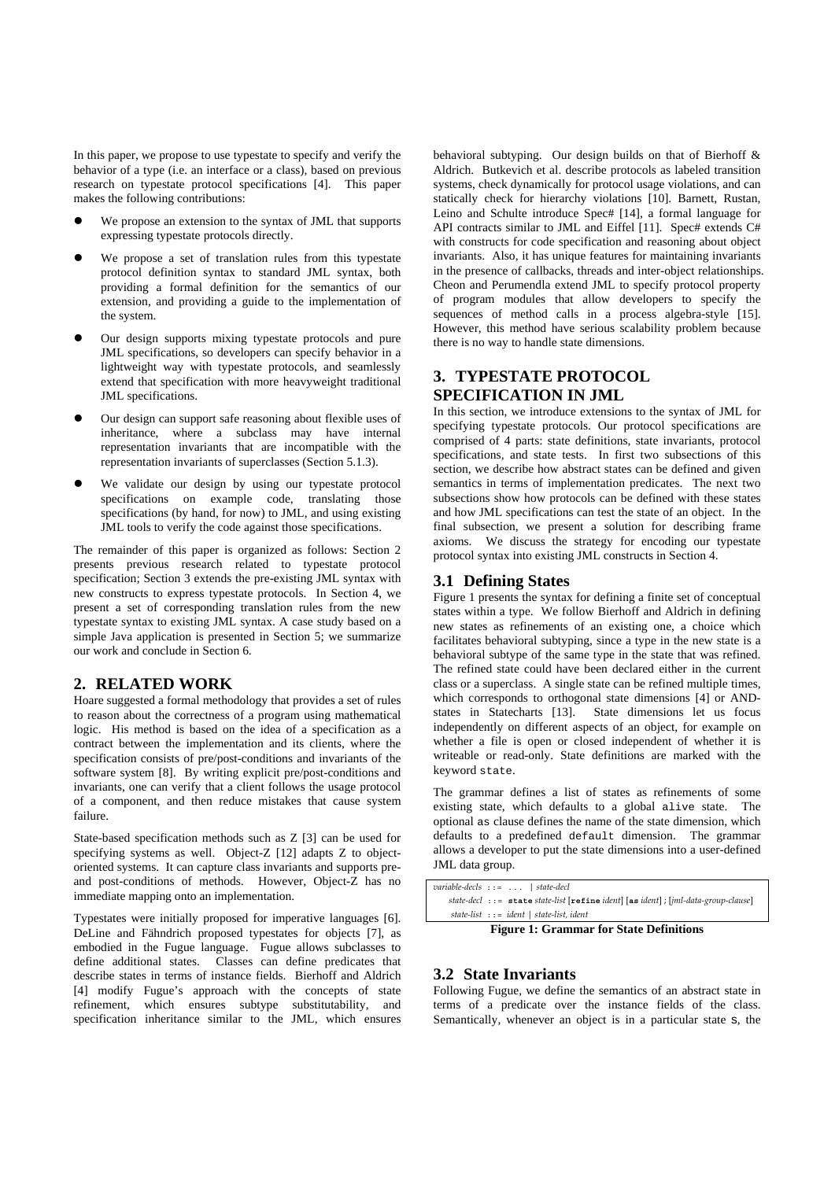In this paper, we propose to use typestate to specify and verify the behavior of a type (i.e. an interface or a class), based on previous research on typestate protocol specifications [4]. This paper makes the following contributions:

- We propose an extension to the syntax of JML that supports expressing typestate protocols directly.
- We propose a set of translation rules from this typestate protocol definition syntax to standard JML syntax, both providing a formal definition for the semantics of our extension, and providing a guide to the implementation of the system.
- Our design supports mixing typestate protocols and pure JML specifications, so developers can specify behavior in a lightweight way with typestate protocols, and seamlessly extend that specification with more heavyweight traditional JML specifications.
- Our design can support safe reasoning about flexible uses of inheritance, where a subclass may have internal representation invariants that are incompatible with the representation invariants of superclasses (Section 5.1.3).
- We validate our design by using our typestate protocol specifications on example code, translating those specifications (by hand, for now) to JML, and using existing JML tools to verify the code against those specifications.

The remainder of this paper is organized as follows: Section 2 presents previous research related to typestate protocol specification; Section 3 extends the pre-existing JML syntax with new constructs to express typestate protocols. In Section 4, we present a set of corresponding translation rules from the new typestate syntax to existing JML syntax. A case study based on a simple Java application is presented in Section 5; we summarize our work and conclude in Section 6.

## 2. RELATED WORK

Hoare suggested a formal methodology that provides a set of rules to reason about the correctness of a program using mathematical logic. His method is based on the idea of a specification as a contract between the implementation and its clients, where the specification consists of pre/post-conditions and invariants of the software system [8]. By writing explicit pre/post-conditions and invariants, one can verify that a client follows the usage protocol of a component, and then reduce mistakes that cause system failure.

State-based specification methods such as Z [3] can be used for specifying systems as well. Object-Z [12] adapts Z to object-oriented systems. It can capture class invariants and supports pre- and post-conditions of methods. However, Object-Z has no immediate mapping onto an implementation.

Typestates were initially proposed for imperative languages [6]. DeLine and Fähndrich proposed typestates for objects [7], as embodied in the Fugue language. Fugue allows subclasses to define additional states. Classes can define predicates that describe states in terms of instance fields. Bierhoff and Aldrich [4] modify Fugue's approach with the concepts of state refinement, which ensures subtype substitutability, and specification inheritance similar to the JML, which ensures behavioral subtyping. Our design builds on that of Bierhoff & Aldrich. Butkevich et al. describe protocols as labeled transition systems, check dynamically for protocol usage violations, and can statically check for hierarchy violations [10]. Barnett, Rustan, Leino and Schulte introduce Spec# [14], a formal language for API contracts similar to JML and Eiffel [11]. Spec# extends C# with constructs for code specification and reasoning about object invariants. Also, it has unique features for maintaining invariants in the presence of callbacks, threads and inter-object relationships. Cheon and Perumendla extend JML to specify protocol property of program modules that allow developers to specify the sequences of method calls in a process algebra-style [15]. However, this method have serious scalability problem because there is no way to handle state dimensions.

## 3. TYPESTATE PROTOCOL SPECIFICATION IN JML

In this section, we introduce extensions to the syntax of JML for specifying typestate protocols. Our protocol specifications are comprised of 4 parts: state definitions, state invariants, protocol specifications, and state tests. In first two subsections of this section, we describe how abstract states can be defined and given semantics in terms of implementation predicates. The next two subsections show how protocols can be defined with these states and how JML specifications can test the state of an object. In the final subsection, we present a solution for describing frame axioms. We discuss the strategy for encoding our typestate protocol syntax into existing JML constructs in Section 4.

### 3.1 Defining States

Figure 1 presents the syntax for defining a finite set of conceptual states within a type. We follow Bierhoff and Aldrich in defining new states as refinements of an existing one, a choice which facilitates behavioral subtyping, since a type in the new state is a behavioral subtype of the same type in the state that was refined. The refined state could have been declared either in the current class or a superclass. A single state can be refined multiple times, which corresponds to orthogonal state dimensions [4] or AND-states in Statecharts [13]. State dimensions let us focus independently on different aspects of an object, for example on whether a file is open or closed independent of whether it is writeable or read-only. State definitions are marked with the keyword `state`.

The grammar defines a list of states as refinements of some existing state, which defaults to a global `alive` state. The optional `as` clause defines the name of the state dimension, which defaults to a predefined `default` dimension. The grammar allows a developer to put the state dimensions into a user-defined JML data group.

```
variable-decls ::= ... | state-decl
   state-decl ::= state state-list [refine ident] [as ident] ; [jml-data-group-clause]
   state-list ::= ident | state-list, ident
```

**Figure 1: Grammar for State Definitions**

### 3.2 State Invariants

Following Fugue, we define the semantics of an abstract state in terms of a predicate over the instance fields of the class. Semantically, whenever an object is in a particular state `S`, the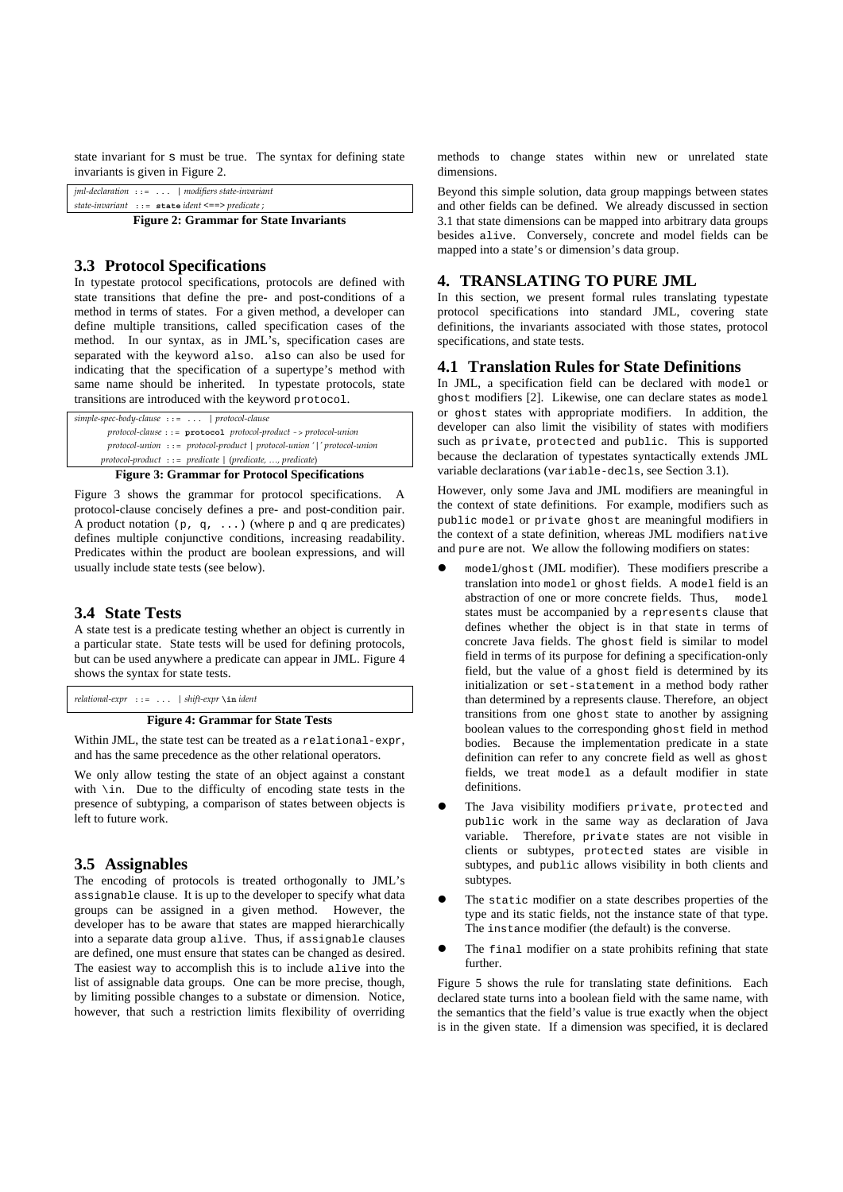state invariant for S must be true. The syntax for defining state invariants is given in Figure 2.

```
jml-declaration  ::= ...  | modifiers state-invariant
state-invariant  ::= state ident <==> predicate ;
```

**Figure 2: Grammar for State Invariants**

## 3.3 Protocol Specifications

In typestate protocol specifications, protocols are defined with state transitions that define the pre- and post-conditions of a method in terms of states. For a given method, a developer can define multiple transitions, called specification cases of the method. In our syntax, as in JML's, specification cases are separated with the keyword `also`. `also` can also be used for indicating that the specification of a supertype's method with same name should be inherited. In typestate protocols, state transitions are introduced with the keyword `protocol`.

```
simple-spec-body-clause ::= ...  | protocol-clause
        protocol-clause ::= protocol protocol-product -> protocol-union
         protocol-union ::= protocol-product | protocol-union '|' protocol-union
       protocol-product ::= predicate | (predicate, …, predicate)
```

**Figure 3: Grammar for Protocol Specifications**

Figure 3 shows the grammar for protocol specifications. A protocol-clause concisely defines a pre- and post-condition pair. A product notation `(p, q, ...)` (where `p` and `q` are predicates) defines multiple conjunctive conditions, increasing readability. Predicates within the product are boolean expressions, and will usually include state tests (see below).

## 3.4 State Tests

A state test is a predicate testing whether an object is currently in a particular state. State tests will be used for defining protocols, but can be used anywhere a predicate can appear in JML. Figure 4 shows the syntax for state tests.

```
relational-expr  ::= ...  | shift-expr \in ident
```

**Figure 4: Grammar for State Tests**

Within JML, the state test can be treated as a `relational-expr`, and has the same precedence as the other relational operators.

We only allow testing the state of an object against a constant with `\in`. Due to the difficulty of encoding state tests in the presence of subtyping, a comparison of states between objects is left to future work.

## 3.5 Assignables

The encoding of protocols is treated orthogonally to JML's `assignable` clause. It is up to the developer to specify what data groups can be assigned in a given method. However, the developer has to be aware that states are mapped hierarchically into a separate data group `alive`. Thus, if `assignable` clauses are defined, one must ensure that states can be changed as desired. The easiest way to accomplish this is to include `alive` into the list of assignable data groups. One can be more precise, though, by limiting possible changes to a substate or dimension. Notice, however, that such a restriction limits flexibility of overriding methods to change states within new or unrelated state dimensions.

Beyond this simple solution, data group mappings between states and other fields can be defined. We already discussed in section 3.1 that state dimensions can be mapped into arbitrary data groups besides `alive`. Conversely, concrete and model fields can be mapped into a state's or dimension's data group.

# 4. TRANSLATING TO PURE JML

In this section, we present formal rules translating typestate protocol specifications into standard JML, covering state definitions, the invariants associated with those states, protocol specifications, and state tests.

## 4.1 Translation Rules for State Definitions

In JML, a specification field can be declared with `model` or `ghost` modifiers [2]. Likewise, one can declare states as `model` or `ghost` states with appropriate modifiers. In addition, the developer can also limit the visibility of states with modifiers such as `private`, `protected` and `public`. This is supported because the declaration of typestates syntactically extends JML variable declarations (`variable-decls`, see Section 3.1).

However, only some Java and JML modifiers are meaningful in the context of state definitions. For example, modifiers such as `public model` or `private ghost` are meaningful modifiers in the context of a state definition, whereas JML modifiers `native` and `pure` are not. We allow the following modifiers on states:

- `model`/`ghost` (JML modifier). These modifiers prescribe a translation into `model` or `ghost` fields. A `model` field is an abstraction of one or more concrete fields. Thus, `model` states must be accompanied by a `represents` clause that defines whether the object is in that state in terms of concrete Java fields. The `ghost` field is similar to model field in terms of its purpose for defining a specification-only field, but the value of a `ghost` field is determined by its initialization or `set-statement` in a method body rather than determined by a represents clause. Therefore, an object transitions from one `ghost` state to another by assigning boolean values to the corresponding `ghost` field in method bodies. Because the implementation predicate in a state definition can refer to any concrete field as well as `ghost` fields, we treat `model` as a default modifier in state definitions.
- The Java visibility modifiers `private`, `protected` and `public` work in the same way as declaration of Java variable. Therefore, `private` states are not visible in clients or subtypes, `protected` states are visible in subtypes, and `public` allows visibility in both clients and subtypes.
- The `static` modifier on a state describes properties of the type and its static fields, not the instance state of that type. The `instance` modifier (the default) is the converse.
- The `final` modifier on a state prohibits refining that state further.

Figure 5 shows the rule for translating state definitions. Each declared state turns into a boolean field with the same name, with the semantics that the field's value is true exactly when the object is in the given state. If a dimension was specified, it is declared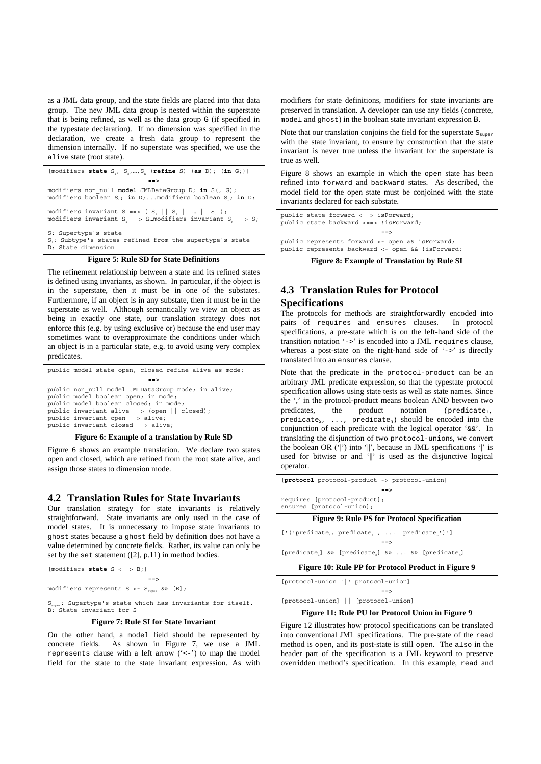as a JML data group, and the state fields are placed into that data group. The new JML data group is nested within the superstate that is being refined, as well as the data group G (if specified in the typestate declaration). If no dimension was specified in the declaration, we create a fresh data group to represent the dimension internally. If no superstate was specified, we use the alive state (root state).

```
[modifiers state S1, S2,…,Sn (refine S) (as D); (in G;)]
                              ==>
modifiers non_null model JMLDataGroup D; in S(, G);
modifiers boolean S1; in D;...modifiers boolean Sn; in D;

modifiers invariant S ==> ( S1 || S2 || … || Sn );
modifiers invariant S1 ==> S…modifiers invariant Sn ==> S;

S: Supertype's state
Si: Subtype's states refined from the supertype's state
D: State dimension
```

**Figure 5: Rule SD for State Definitions**

The refinement relationship between a state and its refined states is defined using invariants, as shown. In particular, if the object is in the superstate, then it must be in one of the substates. Furthermore, if an object is in any substate, then it must be in the superstate as well. Although semantically we view an object as being in exactly one state, our translation strategy does not enforce this (e.g. by using exclusive or) because the end user may sometimes want to overapproximate the conditions under which an object is in a particular state, e.g. to avoid using very complex predicates.

```
public model state open, closed refine alive as mode;
                              ==>
public non_null model JMLDataGroup mode; in alive;
public model boolean open; in mode;
public model boolean closed; in mode;
public invariant alive ==> (open || closed);
public invariant open ==> alive;
public invariant closed ==> alive;
```

**Figure 6: Example of a translation by Rule SD**

Figure 6 shows an example translation. We declare two states open and closed, which are refined from the root state alive, and assign those states to dimension mode.

## 4.2 Translation Rules for State Invariants

Our translation strategy for state invariants is relatively straightforward. State invariants are only used in the case of model states. It is unnecessary to impose state invariants to ghost states because a ghost field by definition does not have a value determined by concrete fields. Rather, its value can only be set by the set statement ([2], p.11) in method bodies.

```
[modifiers state S <==> B;]
                              ==>
modifiers represents S <- Ssuper && [B];

Ssuper: Supertype's state which has invariants for itself.
B: State invariant for S
```

**Figure 7: Rule SI for State Invariant**

On the other hand, a model field should be represented by concrete fields. As shown in Figure 7, we use a JML represents clause with a left arrow ('<-') to map the model field for the state to the state invariant expression. As with modifiers for state definitions, modifiers for state invariants are preserved in translation. A developer can use any fields (concrete, model and ghost) in the boolean state invariant expression B.

Note that our translation conjoins the field for the superstate $S_{super}$ with the state invariant, to ensure by construction that the state invariant is never true unless the invariant for the superstate is true as well.

Figure 8 shows an example in which the open state has been refined into forward and backward states. As described, the model field for the open state must be conjoined with the state invariants declared for each substate.

```
public state forward <==> isForward;
public state backward <==> !isForward;
                              ==>
public represents forward <- open && isForward;
public represents backward <- open && !isForward;
```

**Figure 8: Example of Translation by Rule SI**

## 4.3 Translation Rules for Protocol Specifications

The protocols for methods are straightforwardly encoded into pairs of requires and ensures clauses. In protocol specifications, a pre-state which is on the left-hand side of the transition notation '->' is encoded into a JML requires clause, whereas a post-state on the right-hand side of '->' is directly translated into an ensures clause.

Note that the predicate in the protocol-product can be an arbitrary JML predicate expression, so that the typestate protocol specification allows using state tests as well as state names. Since the ',' in the protocol-product means boolean AND between two predicates, the product notation ($predicate_1$, $predicate_2$, ..., $predicate_n$) should be encoded into the conjunction of each predicate with the logical operator '&&'. In translating the disjunction of two protocol-unions, we convert the boolean OR ('|') into '||', because in JML specifications '|' is used for bitwise or and '||' is used as the disjunctive logical operator.

```
[protocol protocol-product -> protocol-union]
                              ==>
requires [protocol-product];
ensures [protocol-union];
```

**Figure 9: Rule PS for Protocol Specification**

```
['('predicate1, predicate2 , ... predicaten')']
                              ==>
[predicate1] && [predicate2] && ... && [predicaten]
```

**Figure 10: Rule PP for Protocol Product in Figure 9**

```
[protocol-union '|' protocol-union]
                              ==>
[protocol-union] || [protocol-union]
```

**Figure 11: Rule PU for Protocol Union in Figure 9**

Figure 12 illustrates how protocol specifications can be translated into conventional JML specifications. The pre-state of the read method is open, and its post-state is still open. The also in the header part of the specification is a JML keyword to preserve overridden method's specification. In this example, read and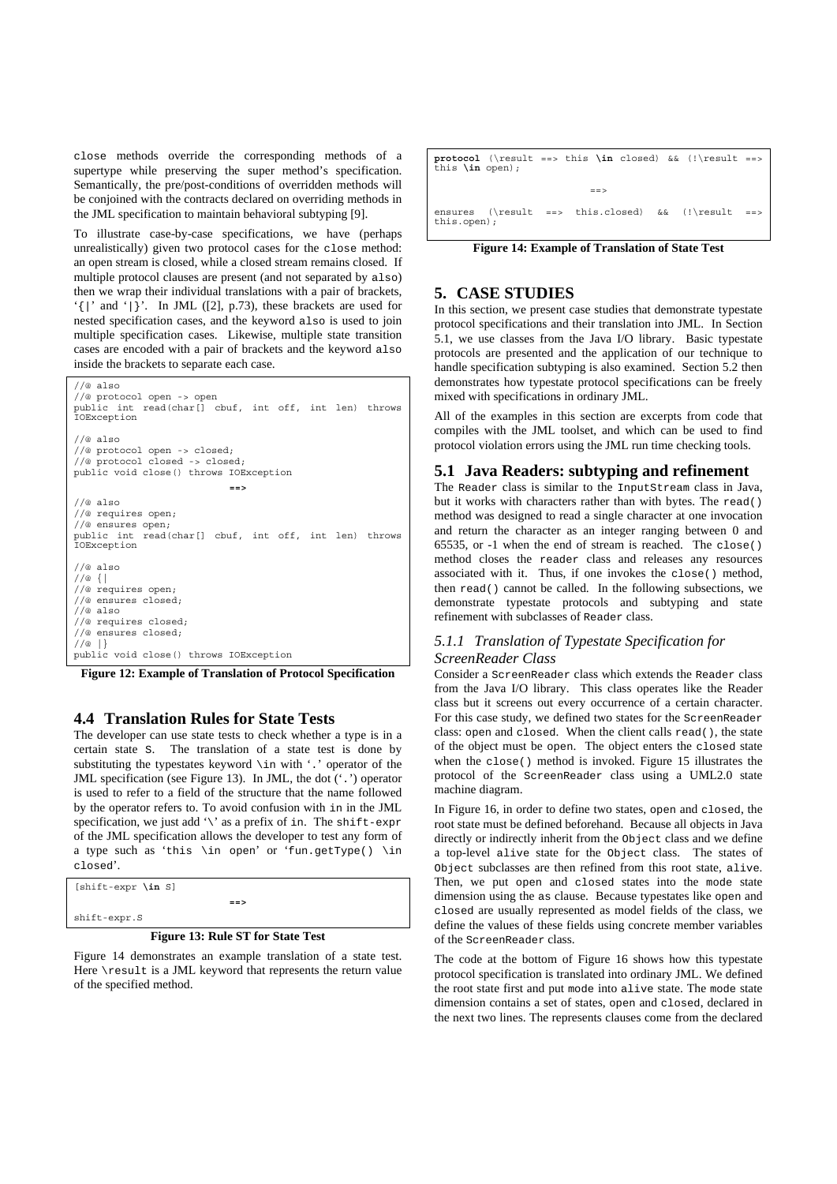close methods override the corresponding methods of a supertype while preserving the super method's specification. Semantically, the pre/post-conditions of overridden methods will be conjoined with the contracts declared on overriding methods in the JML specification to maintain behavioral subtyping [9].

To illustrate case-by-case specifications, we have (perhaps unrealistically) given two protocol cases for the close method: an open stream is closed, while a closed stream remains closed. If multiple protocol clauses are present (and not separated by also) then we wrap their individual translations with a pair of brackets, '{|' and '|}'. In JML ([2], p.73), these brackets are used for nested specification cases, and the keyword also is used to join multiple specification cases. Likewise, multiple state transition cases are encoded with a pair of brackets and the keyword also inside the brackets to separate each case.

```
//@ also
//@ protocol open -> open
public int read(char[] cbuf, int off, int len) throws IOException

//@ also
//@ protocol open -> closed;
//@ protocol closed -> closed;
public void close() throws IOException
                              ==>
//@ also
//@ requires open;
//@ ensures open;
public int read(char[] cbuf, int off, int len) throws IOException

//@ also
//@ {|
//@ requires open;
//@ ensures closed;
//@ also
//@ requires closed;
//@ ensures closed;
//@ |}
public void close() throws IOException
```

**Figure 12: Example of Translation of Protocol Specification**

## 4.4 Translation Rules for State Tests

The developer can use state tests to check whether a type is in a certain state S. The translation of a state test is done by substituting the typestates keyword \in with '.' operator of the JML specification (see Figure 13). In JML, the dot ('.') operator is used to refer to a field of the structure that the name followed by the operator refers to. To avoid confusion with in in the JML specification, we just add '\' as a prefix of in. The shift-expr of the JML specification allows the developer to test any form of a type such as 'this \in open' or 'fun.getType() \in closed'.

```
[shift-expr \in S]
                              ==>
shift-expr.S
```

**Figure 13: Rule ST for State Test**

Figure 14 demonstrates an example translation of a state test. Here \result is a JML keyword that represents the return value of the specified method.

```
protocol (\result ==> this \in closed) && (!\result ==> this \in open);
                              ==>
ensures (\result ==> this.closed) && (!\result ==> this.open);
```

**Figure 14: Example of Translation of State Test**

# 5. CASE STUDIES

In this section, we present case studies that demonstrate typestate protocol specifications and their translation into JML. In Section 5.1, we use classes from the Java I/O library. Basic typestate protocols are presented and the application of our technique to handle specification subtyping is also examined. Section 5.2 then demonstrates how typestate protocol specifications can be freely mixed with specifications in ordinary JML.

All of the examples in this section are excerpts from code that compiles with the JML toolset, and which can be used to find protocol violation errors using the JML run time checking tools.

## 5.1 Java Readers: subtyping and refinement

The Reader class is similar to the InputStream class in Java, but it works with characters rather than with bytes. The read() method was designed to read a single character at one invocation and return the character as an integer ranging between 0 and 65535, or -1 when the end of stream is reached. The close() method closes the reader class and releases any resources associated with it. Thus, if one invokes the close() method, then read() cannot be called. In the following subsections, we demonstrate typestate protocols and subtyping and state refinement with subclasses of Reader class.

### *5.1.1 Translation of Typestate Specification for ScreenReader Class*

Consider a ScreenReader class which extends the Reader class from the Java I/O library. This class operates like the Reader class but it screens out every occurrence of a certain character. For this case study, we defined two states for the ScreenReader class: open and closed. When the client calls read(), the state of the object must be open. The object enters the closed state when the close() method is invoked. Figure 15 illustrates the protocol of the ScreenReader class using a UML2.0 state machine diagram.

In Figure 16, in order to define two states, open and closed, the root state must be defined beforehand. Because all objects in Java directly or indirectly inherit from the Object class and we define a top-level alive state for the Object class. The states of Object subclasses are then refined from this root state, alive. Then, we put open and closed states into the mode state dimension using the as clause. Because typestates like open and closed are usually represented as model fields of the class, we define the values of these fields using concrete member variables of the ScreenReader class.

The code at the bottom of Figure 16 shows how this typestate protocol specification is translated into ordinary JML. We defined the root state first and put mode into alive state. The mode state dimension contains a set of states, open and closed, declared in the next two lines. The represents clauses come from the declared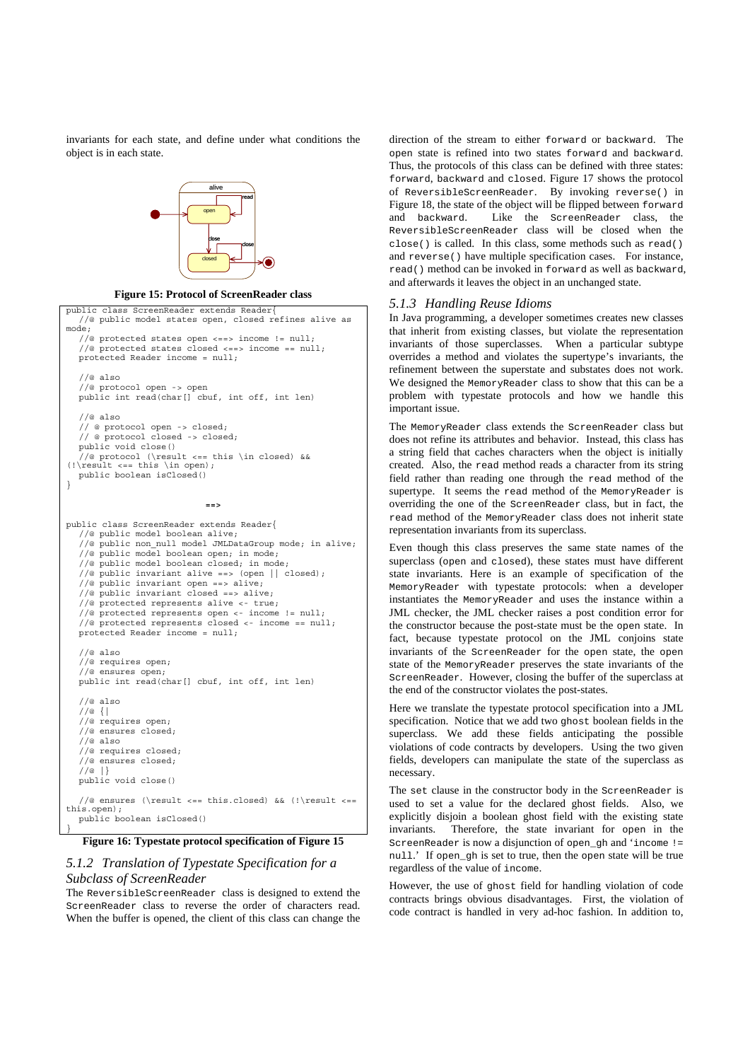invariants for each state, and define under what conditions the object is in each state.

alive

read

open

close

close

closed

Figure 15: Protocol of ScreenReader class

```
public class ScreenReader extends Reader{
   //@ public model states open, closed refines alive as
mode;
   //@ protected states open <==> income != null;
   //@ protected states closed <==> income == null;
   protected Reader income = null;

   //@ also
   //@ protocol open -> open
   public int read(char[] cbuf, int off, int len)

   //@ also
   // @ protocol open -> closed;
   // @ protocol closed -> closed;
   public void close()
   //@ protocol (\result <== this \in closed) &&
(!\result <== this \in open);
   public boolean isClosed()
}
```

==>

```
public class ScreenReader extends Reader{
   //@ public model boolean alive;
   //@ public non_null model JMLDataGroup mode; in alive;
   //@ public model boolean open; in mode;
   //@ public model boolean closed; in mode;
   //@ public invariant alive ==> (open || closed);
   //@ public invariant open ==> alive;
   //@ public invariant closed ==> alive;
   //@ protected represents alive <- true;
   //@ protected represents open <- income != null;
   //@ protected represents closed <- income == null;
   protected Reader income = null;

   //@ also
   //@ requires open;
   //@ ensures open;
   public int read(char[] cbuf, int off, int len)

   //@ also
   //@ {|
   //@ requires open;
   //@ ensures closed;
   //@ also
   //@ requires closed;
   //@ ensures closed;
   //@ |}
   public void close()

   //@ ensures (\result <== this.closed) && (!\result <==
this.open);
   public boolean isClosed()
}
```

Figure 16: Typestate protocol specification of Figure 15

### 5.1.2 Translation of Typestate Specification for a Subclass of ScreenReader

The `ReversibleScreenReader` class is designed to extend the `ScreenReader` class to reverse the order of characters read. When the buffer is opened, the client of this class can change the direction of the stream to either `forward` or `backward`. The `open` state is refined into two states `forward` and `backward`. Thus, the protocols of this class can be defined with three states: `forward`, `backward` and `closed`. Figure 17 shows the protocol of `ReversibleScreenReader`. By invoking `reverse()` in Figure 18, the state of the object will be flipped between `forward` and `backward`. Like the `ScreenReader` class, the `ReversibleScreenReader` class will be closed when the `close()` is called. In this class, some methods such as `read()` and `reverse()` have multiple specification cases. For instance, `read()` method can be invoked in `forward` as well as `backward`, and afterwards it leaves the object in an unchanged state.

### 5.1.3 Handling Reuse Idioms

In Java programming, a developer sometimes creates new classes that inherit from existing classes, but violate the representation invariants of those superclasses. When a particular subtype overrides a method and violates the supertype's invariants, the refinement between the superstate and substates does not work. We designed the `MemoryReader` class to show that this can be a problem with typestate protocols and how we handle this important issue.

The `MemoryReader` class extends the `ScreenReader` class but does not refine its attributes and behavior. Instead, this class has a string field that caches characters when the object is initially created. Also, the `read` method reads a character from its string field rather than reading one through the `read` method of the supertype. It seems the `read` method of the `MemoryReader` is overriding the one of the `ScreenReader` class, but in fact, the `read` method of the `MemoryReader` class does not inherit state representation invariants from its superclass.

Even though this class preserves the same state names of the superclass (`open` and `closed`), these states must have different state invariants. Here is an example of specification of the `MemoryReader` with typestate protocols: when a developer instantiates the `MemoryReader` and uses the instance within a JML checker, the JML checker raises a post condition error for the constructor because the post-state must be the `open` state. In fact, because typestate protocol on the JML conjoins state invariants of the `ScreenReader` for the `open` state, the `open` state of the `MemoryReader` preserves the state invariants of the `ScreenReader`. However, closing the buffer of the superclass at the end of the constructor violates the post-states.

Here we translate the typestate protocol specification into a JML specification. Notice that we add two `ghost` boolean fields in the superclass. We add these fields anticipating the possible violations of code contracts by developers. Using the two given fields, developers can manipulate the state of the superclass as necessary.

The `set` clause in the constructor body in the `ScreenReader` is used to set a value for the declared ghost fields. Also, we explicitly disjoin a boolean ghost field with the existing state invariants. Therefore, the state invariant for `open` in the `ScreenReader` is now a disjunction of `open_gh` and '`income != null`.' If `open_gh` is set to true, then the `open` state will be true regardless of the value of `income`.

However, the use of `ghost` field for handling violation of code contracts brings obvious disadvantages. First, the violation of code contract is handled in very ad-hoc fashion. In addition to,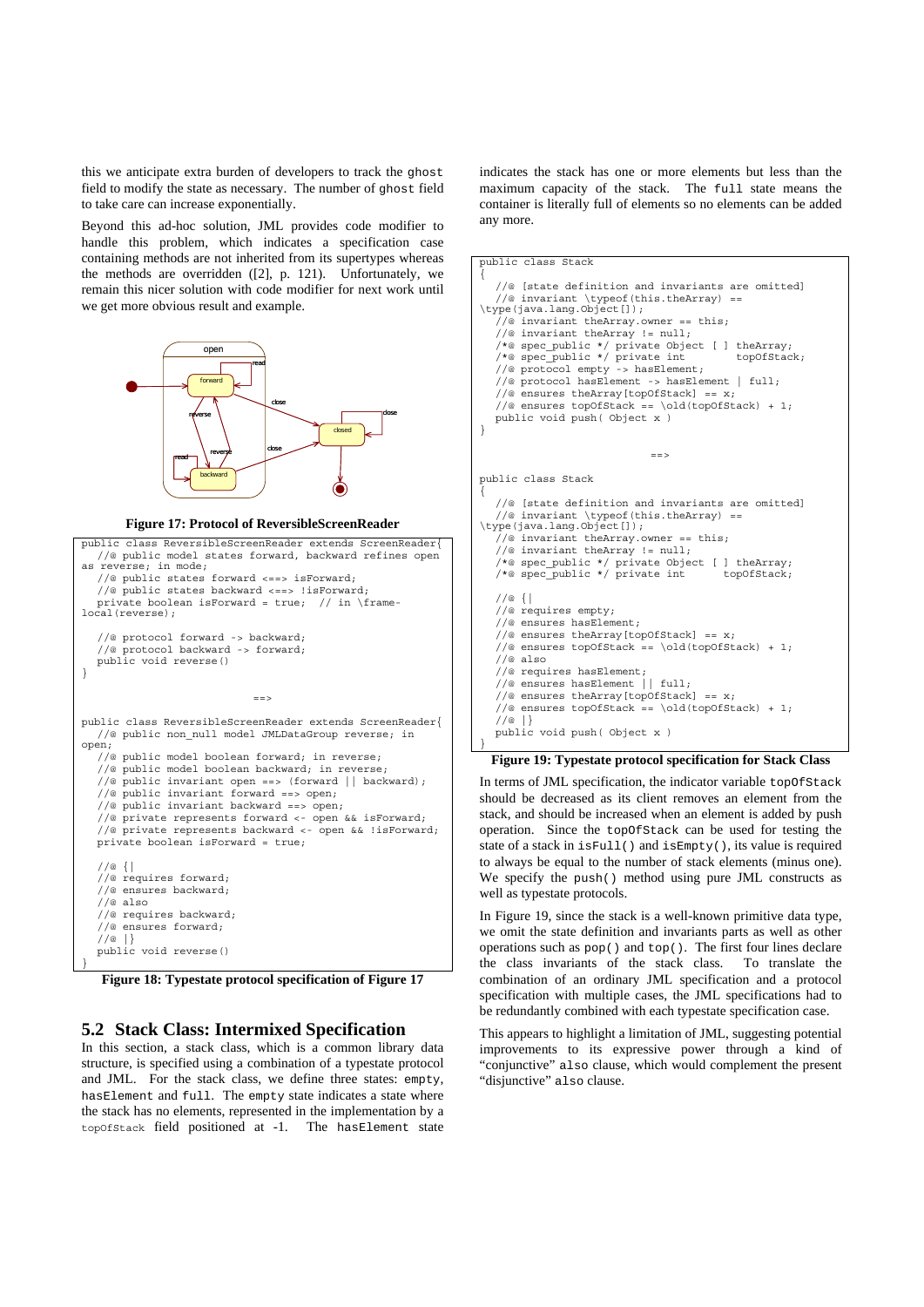this we anticipate extra burden of developers to track the `ghost` field to modify the state as necessary. The number of `ghost` field to take care can increase exponentially.

Beyond this ad-hoc solution, JML provides code modifier to handle this problem, which indicates a specification case containing methods are not inherited from its supertypes whereas the methods are overridden ([2], p. 121). Unfortunately, we remain this nicer solution with code modifier for next work until we get more obvious result and example.

**Figure 17: Protocol of ReversibleScreenReader**

```
public class ReversibleScreenReader extends ScreenReader{
   //@ public model states forward, backward refines open
as reverse; in mode;
   //@ public states forward <==> isForward;
   //@ public states backward <==> !isForward;
   private boolean isForward = true;  // in \frame-
local(reverse);

   //@ protocol forward -> backward;
   //@ protocol backward -> forward;
   public void reverse()
}

                              ==>

public class ReversibleScreenReader extends ScreenReader{
   //@ public non_null model JMLDataGroup reverse; in
open;
   //@ public model boolean forward; in reverse;
   //@ public model boolean backward; in reverse;
   //@ public invariant open ==> (forward || backward);
   //@ public invariant forward ==> open;
   //@ public invariant backward ==> open;
   //@ private represents forward <- open && isForward;
   //@ private represents backward <- open && !isForward;
   private boolean isForward = true;

   //@ {|
   //@ requires forward;
   //@ ensures backward;
   //@ also
   //@ requires backward;
   //@ ensures forward;
   //@ |}
   public void reverse()
}
```

**Figure 18: Typestate protocol specification of Figure 17**

## 5.2 Stack Class: Intermixed Specification

In this section, a stack class, which is a common library data structure, is specified using a combination of a typestate protocol and JML. For the stack class, we define three states: `empty`, `hasElement` and `full`. The `empty` state indicates a state where the stack has no elements, represented in the implementation by a `topOfStack` field positioned at -1. The `hasElement` state indicates the stack has one or more elements but less than the maximum capacity of the stack. The `full` state means the container is literally full of elements so no elements can be added any more.

```
public class Stack
{
   //@ [state definition and invariants are omitted]
   //@ invariant \typeof(this.theArray) ==
\type(java.lang.Object[]);
   //@ invariant theArray.owner == this;
   //@ invariant theArray != null;
   /*@ spec_public */ private Object [ ] theArray;
   /*@ spec_public */ private int        topOfStack;
   //@ protocol empty -> hasElement;
   //@ protocol hasElement -> hasElement | full;
   //@ ensures theArray[topOfStack] == x;
   //@ ensures topOfStack == \old(topOfStack) + 1;
   public void push( Object x )
}

                              ==>

public class Stack
{
   //@ [state definition and invariants are omitted]
   //@ invariant \typeof(this.theArray) ==
\type(java.lang.Object[]);
   //@ invariant theArray.owner == this;
   //@ invariant theArray != null;
   /*@ spec_public */ private Object [ ] theArray;
   /*@ spec_public */ private int      topOfStack;

   //@ {|
   //@ requires empty;
   //@ ensures hasElement;
   //@ ensures theArray[topOfStack] == x;
   //@ ensures topOfStack == \old(topOfStack) + 1;
   //@ also
   //@ requires hasElement;
   //@ ensures hasElement || full;
   //@ ensures theArray[topOfStack] == x;
   //@ ensures topOfStack == \old(topOfStack) + 1;
   //@ |}
   public void push( Object x )
}
```

**Figure 19: Typestate protocol specification for Stack Class**

In terms of JML specification, the indicator variable `topOfStack` should be decreased as its client removes an element from the stack, and should be increased when an element is added by push operation. Since the `topOfStack` can be used for testing the state of a stack in `isFull()` and `isEmpty()`, its value is required to always be equal to the number of stack elements (minus one). We specify the `push()` method using pure JML constructs as well as typestate protocols.

In Figure 19, since the stack is a well-known primitive data type, we omit the state definition and invariants parts as well as other operations such as `pop()` and `top()`. The first four lines declare the class invariants of the stack class. To translate the combination of an ordinary JML specification and a protocol specification with multiple cases, the JML specifications had to be redundantly combined with each typestate specification case.

This appears to highlight a limitation of JML, suggesting potential improvements to its expressive power through a kind of "conjunctive" `also` clause, which would complement the present "disjunctive" `also` clause.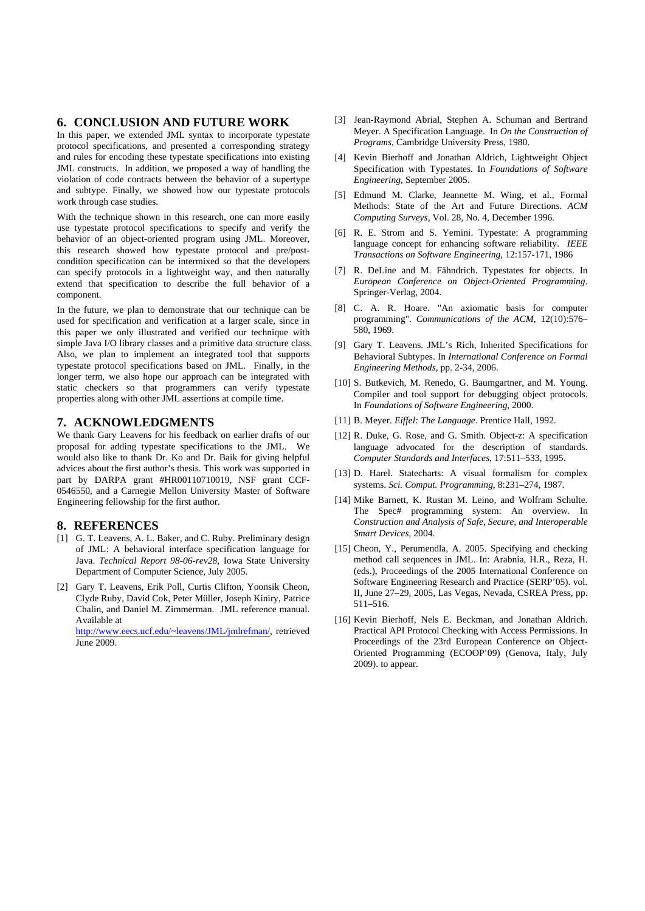## 6. CONCLUSION AND FUTURE WORK

In this paper, we extended JML syntax to incorporate typestate protocol specifications, and presented a corresponding strategy and rules for encoding these typestate specifications into existing JML constructs. In addition, we proposed a way of handling the violation of code contracts between the behavior of a supertype and subtype. Finally, we showed how our typestate protocols work through case studies.

With the technique shown in this research, one can more easily use typestate protocol specifications to specify and verify the behavior of an object-oriented program using JML. Moreover, this research showed how typestate protocol and pre/post-condition specification can be intermixed so that the developers can specify protocols in a lightweight way, and then naturally extend that specification to describe the full behavior of a component.

In the future, we plan to demonstrate that our technique can be used for specification and verification at a larger scale, since in this paper we only illustrated and verified our technique with simple Java I/O library classes and a primitive data structure class. Also, we plan to implement an integrated tool that supports typestate protocol specifications based on JML. Finally, in the longer term, we also hope our approach can be integrated with static checkers so that programmers can verify typestate properties along with other JML assertions at compile time.

## 7. ACKNOWLEDGMENTS

We thank Gary Leavens for his feedback on earlier drafts of our proposal for adding typestate specifications to the JML. We would also like to thank Dr. Ko and Dr. Baik for giving helpful advices about the first author's thesis. This work was supported in part by DARPA grant #HR00110710019, NSF grant CCF-0546550, and a Carnegie Mellon University Master of Software Engineering fellowship for the first author.

## 8. REFERENCES

[1] G. T. Leavens, A. L. Baker, and C. Ruby. Preliminary design of JML: A behavioral interface specification language for Java. *Technical Report 98-06-rev28*, Iowa State University Department of Computer Science, July 2005.

[2] Gary T. Leavens, Erik Poll, Curtis Clifton, Yoonsik Cheon, Clyde Ruby, David Cok, Peter Müller, Joseph Kiniry, Patrice Chalin, and Daniel M. Zimmerman. JML reference manual. Available at http://www.eecs.ucf.edu/~leavens/JML/jmlrefman/, retrieved June 2009.

[3] Jean-Raymond Abrial, Stephen A. Schuman and Bertrand Meyer. A Specification Language. In *On the Construction of Programs*, Cambridge University Press, 1980.

[4] Kevin Bierhoff and Jonathan Aldrich, Lightweight Object Specification with Typestates. In *Foundations of Software Engineering*, September 2005.

[5] Edmund M. Clarke, Jeannette M. Wing, et al., Formal Methods: State of the Art and Future Directions. *ACM Computing Surveys*, Vol. 28, No. 4, December 1996.

[6] R. E. Strom and S. Yemini. Typestate: A programming language concept for enhancing software reliability. *IEEE Transactions on Software Engineering*, 12:157-171, 1986

[7] R. DeLine and M. Fähndrich. Typestates for objects. In *European Conference on Object-Oriented Programming*. Springer-Verlag, 2004.

[8] C. A. R. Hoare. "An axiomatic basis for computer programming". *Communications of the ACM*, 12(10):576–580, 1969.

[9] Gary T. Leavens. JML's Rich, Inherited Specifications for Behavioral Subtypes. In *International Conference on Formal Engineering Methods*, pp. 2-34, 2006.

[10] S. Butkevich, M. Renedo, G. Baumgartner, and M. Young. Compiler and tool support for debugging object protocols. In *Foundations of Software Engineering*, 2000.

[11] B. Meyer. *Eiffel: The Language*. Prentice Hall, 1992.

[12] R. Duke, G. Rose, and G. Smith. Object-z: A specification language advocated for the description of standards. *Computer Standards and Interfaces*, 17:511–533, 1995.

[13] D. Harel. Statecharts: A visual formalism for complex systems. *Sci. Comput. Programming*, 8:231–274, 1987.

[14] Mike Barnett, K. Rustan M. Leino, and Wolfram Schulte. The Spec# programming system: An overview. In *Construction and Analysis of Safe, Secure, and Interoperable Smart Devices*, 2004.

[15] Cheon, Y., Perumendla, A. 2005. Specifying and checking method call sequences in JML. In: Arabnia, H.R., Reza, H. (eds.), Proceedings of the 2005 International Conference on Software Engineering Research and Practice (SERP'05). vol. II, June 27–29, 2005, Las Vegas, Nevada, CSREA Press, pp. 511–516.

[16] Kevin Bierhoff, Nels E. Beckman, and Jonathan Aldrich. Practical API Protocol Checking with Access Permissions. In Proceedings of the 23rd European Conference on Object-Oriented Programming (ECOOP'09) (Genova, Italy, July 2009). to appear.